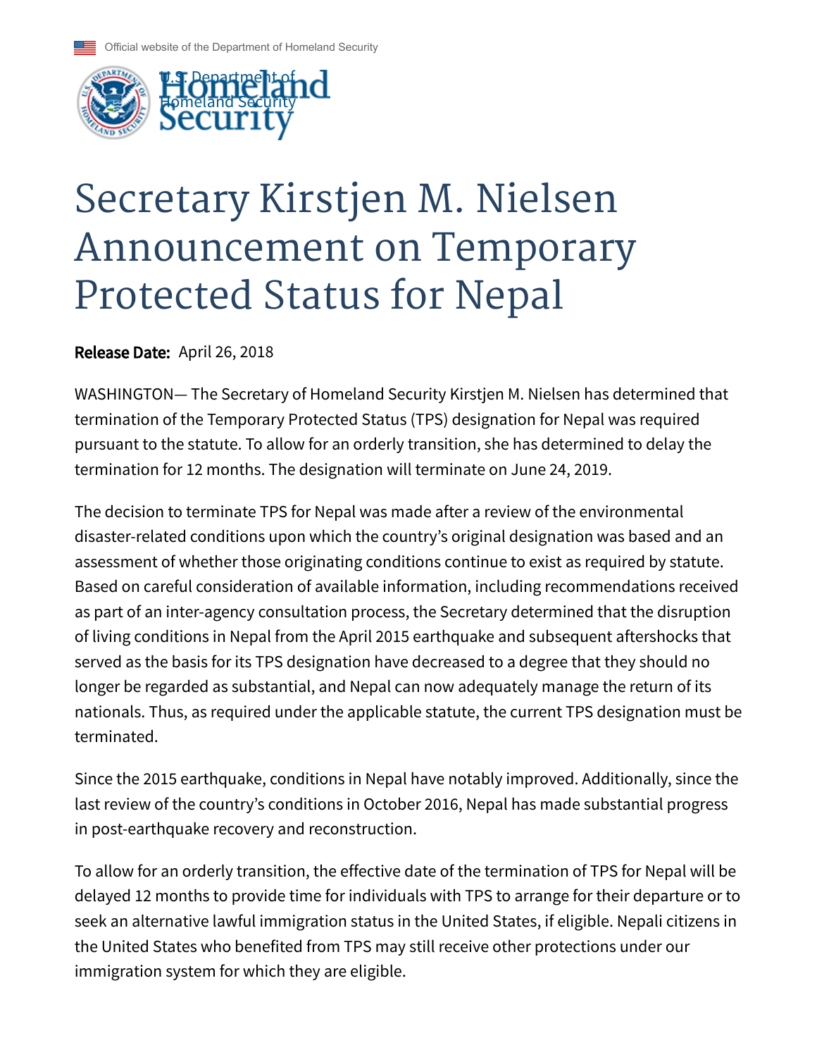Official website of the Department of Homeland Security

U.S. Department of Homeland Security

# Secretary Kirstjen M. Nielsen Announcement on Temporary Protected Status for Nepal

**Release Date:** April 26, 2018

WASHINGTON— The Secretary of Homeland Security Kirstjen M. Nielsen has determined that termination of the Temporary Protected Status (TPS) designation for Nepal was required pursuant to the statute. To allow for an orderly transition, she has determined to delay the termination for 12 months. The designation will terminate on June 24, 2019.

The decision to terminate TPS for Nepal was made after a review of the environmental disaster-related conditions upon which the country's original designation was based and an assessment of whether those originating conditions continue to exist as required by statute. Based on careful consideration of available information, including recommendations received as part of an inter-agency consultation process, the Secretary determined that the disruption of living conditions in Nepal from the April 2015 earthquake and subsequent aftershocks that served as the basis for its TPS designation have decreased to a degree that they should no longer be regarded as substantial, and Nepal can now adequately manage the return of its nationals. Thus, as required under the applicable statute, the current TPS designation must be terminated.

Since the 2015 earthquake, conditions in Nepal have notably improved. Additionally, since the last review of the country's conditions in October 2016, Nepal has made substantial progress in post-earthquake recovery and reconstruction.

To allow for an orderly transition, the effective date of the termination of TPS for Nepal will be delayed 12 months to provide time for individuals with TPS to arrange for their departure or to seek an alternative lawful immigration status in the United States, if eligible. Nepali citizens in the United States who benefited from TPS may still receive other protections under our immigration system for which they are eligible.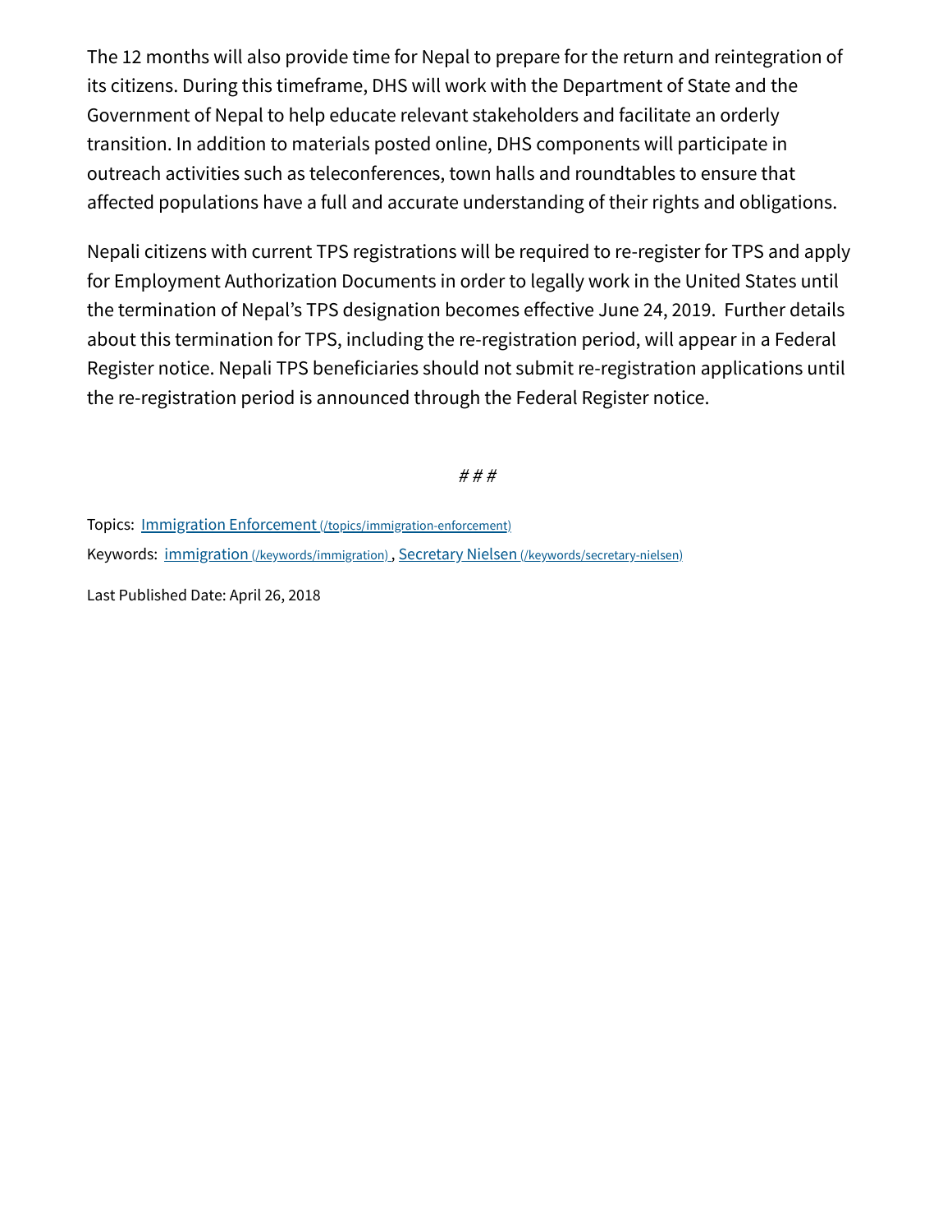The 12 months will also provide time for Nepal to prepare for the return and reintegration of its citizens. During this timeframe, DHS will work with the Department of State and the Government of Nepal to help educate relevant stakeholders and facilitate an orderly transition. In addition to materials posted online, DHS components will participate in outreach activities such as teleconferences, town halls and roundtables to ensure that affected populations have a full and accurate understanding of their rights and obligations.

Nepali citizens with current TPS registrations will be required to re-register for TPS and apply for Employment Authorization Documents in order to legally work in the United States until the termination of Nepal's TPS designation becomes effective June 24, 2019. Further details about this termination for TPS, including the re-registration period, will appear in a Federal Register notice. Nepali TPS beneficiaries should not submit re-registration applications until the re-registration period is announced through the Federal Register notice.

# # #

Topics: Immigration Enforcement (/topics/immigration-enforcement)

Keywords: immigration (/keywords/immigration) , Secretary Nielsen (/keywords/secretary-nielsen)

Last Published Date: April 26, 2018